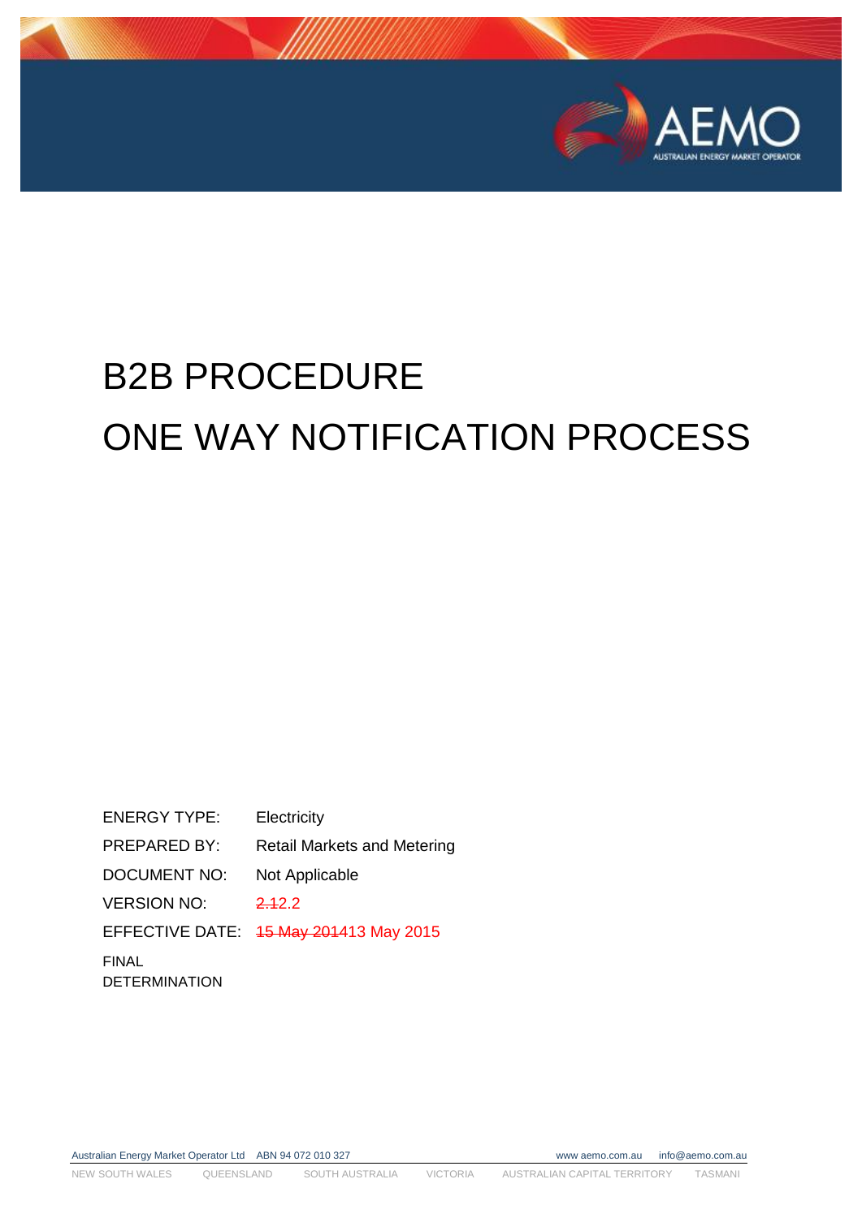# B2B PROCEDURE

# ONE WAY NOTIFICATION PROCESS

| | |
|---|---|
| ENERGY TYPE: | Electricity |
| PREPARED BY: | Retail Markets and Metering |
| DOCUMENT NO: | Not Applicable |
| VERSION NO: | ~~2.1~~2.2 |
| EFFECTIVE DATE: | ~~15 May 2014~~13 May 2015 |

FINAL DETERMINATION

Australian Energy Market Operator Ltd ABN 94 072 010 327 www.aemo.com.au info@aemo.com.au

NEW SOUTH WALES QUEENSLAND SOUTH AUSTRALIA VICTORIA AUSTRALIAN CAPITAL TERRITORY TASMANIA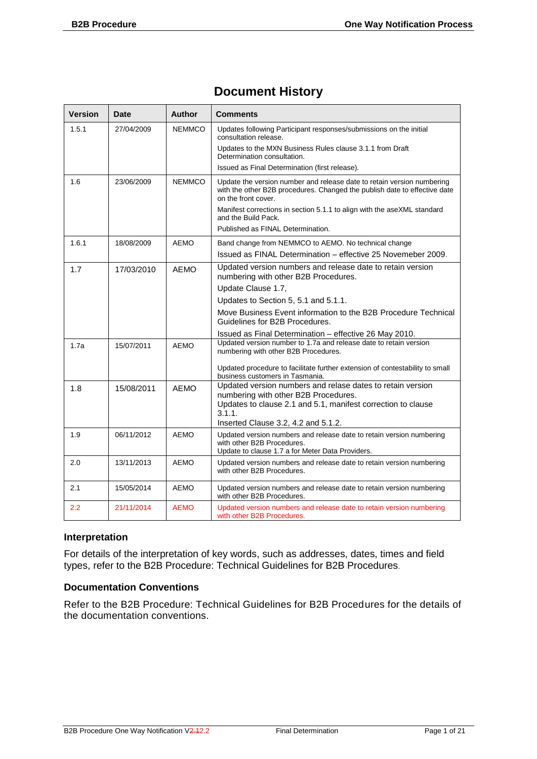# Document History

| Version | Date | Author | Comments |
|---|---|---|---|
| 1.5.1 | 27/04/2009 | NEMMCO | Updates following Participant responses/submissions on the initial consultation release.<br>Updates to the MXN Business Rules clause 3.1.1 from Draft Determination consultation.<br>Issued as Final Determination (first release). |
| 1.6 | 23/06/2009 | NEMMCO | Update the version number and release date to retain version numbering with the other B2B procedures. Changed the publish date to effective date on the front cover.<br>Manifest corrections in section 5.1.1 to align with the aseXML standard and the Build Pack.<br>Published as FINAL Determination. |
| 1.6.1 | 18/08/2009 | AEMO | Band change from NEMMCO to AEMO. No technical change<br>Issued as FINAL Determination – effective 25 Novemeber 2009. |
| 1.7 | 17/03/2010 | AEMO | Updated version numbers and release date to retain version numbering with other B2B Procedures.<br>Update Clause 1.7,<br>Updates to Section 5, 5.1 and 5.1.1.<br>Move Business Event information to the B2B Procedure Technical Guidelines for B2B Procedures.<br>Issued as Final Determination – effective 26 May 2010. |
| 1.7a | 15/07/2011 | AEMO | Updated version number to 1.7a and release date to retain version numbering with other B2B Procedures.<br>Updated procedure to facilitate further extension of contestability to small business customers in Tasmania. |
| 1.8 | 15/08/2011 | AEMO | Updated version numbers and relase dates to retain version numbering with other B2B Procedures.<br>Updates to clause 2.1 and 5.1, manifest correction to clause 3.1.1.<br>Inserted Clause 3.2, 4.2 and 5.1.2. |
| 1.9 | 06/11/2012 | AEMO | Updated version numbers and release date to retain version numbering with other B2B Procedures.<br>Update to clause 1.7 a for Meter Data Providers. |
| 2.0 | 13/11/2013 | AEMO | Updated version numbers and release date to retain version numbering with other B2B Procedures. |
| 2.1 | 15/05/2014 | AEMO | Updated version numbers and release date to retain version numbering with other B2B Procedures. |
| 2.2 | 21/11/2014 | AEMO | Updated version numbers and release date to retain version numbering with other B2B Procedures. |

### Interpretation

For details of the interpretation of key words, such as addresses, dates, times and field types, refer to the B2B Procedure: Technical Guidelines for B2B Procedures.

### Documentation Conventions

Refer to the B2B Procedure: Technical Guidelines for B2B Procedures for the details of the documentation conventions.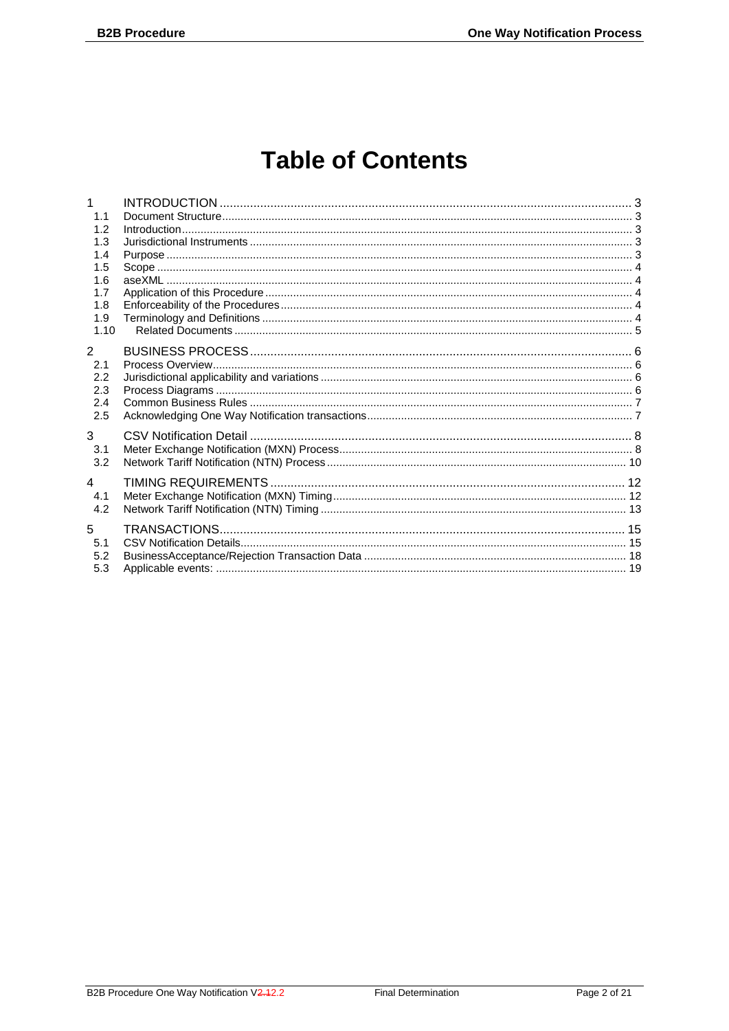# Table of Contents

| | | |
|---|---|---|
| 1 | INTRODUCTION | 3 |
| 1.1 | Document Structure | 3 |
| 1.2 | Introduction | 3 |
| 1.3 | Jurisdictional Instruments | 3 |
| 1.4 | Purpose | 3 |
| 1.5 | Scope | 4 |
| 1.6 | aseXML | 4 |
| 1.7 | Application of this Procedure | 4 |
| 1.8 | Enforceability of the Procedures | 4 |
| 1.9 | Terminology and Definitions | 4 |
| 1.10 | Related Documents | 5 |
| 2 | BUSINESS PROCESS | 6 |
| 2.1 | Process Overview | 6 |
| 2.2 | Jurisdictional applicability and variations | 6 |
| 2.3 | Process Diagrams | 6 |
| 2.4 | Common Business Rules | 7 |
| 2.5 | Acknowledging One Way Notification transactions | 7 |
| 3 | CSV Notification Detail | 8 |
| 3.1 | Meter Exchange Notification (MXN) Process | 8 |
| 3.2 | Network Tariff Notification (NTN) Process | 10 |
| 4 | TIMING REQUIREMENTS | 12 |
| 4.1 | Meter Exchange Notification (MXN) Timing | 12 |
| 4.2 | Network Tariff Notification (NTN) Timing | 13 |
| 5 | TRANSACTIONS | 15 |
| 5.1 | CSV Notification Details | 15 |
| 5.2 | BusinessAcceptance/Rejection Transaction Data | 18 |
| 5.3 | Applicable events: | 19 |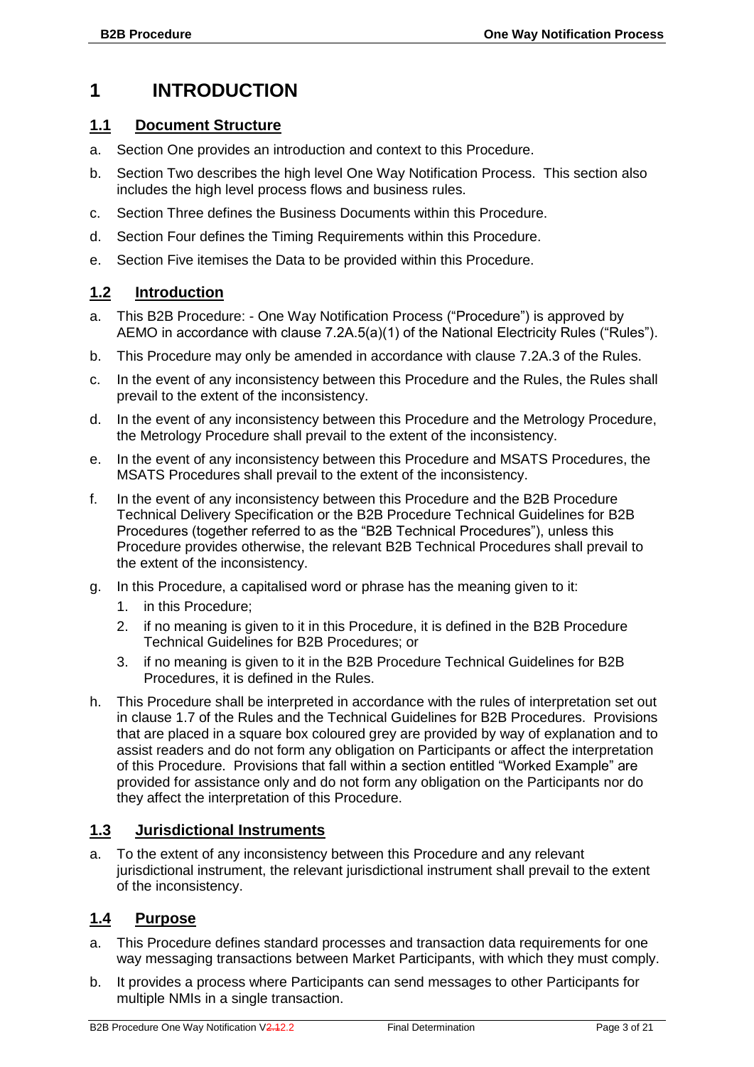# 1 INTRODUCTION

## 1.1 Document Structure

a. Section One provides an introduction and context to this Procedure.

b. Section Two describes the high level One Way Notification Process. This section also includes the high level process flows and business rules.

c. Section Three defines the Business Documents within this Procedure.

d. Section Four defines the Timing Requirements within this Procedure.

e. Section Five itemises the Data to be provided within this Procedure.

## 1.2 Introduction

a. This B2B Procedure: - One Way Notification Process ("Procedure") is approved by AEMO in accordance with clause 7.2A.5(a)(1) of the National Electricity Rules ("Rules").

b. This Procedure may only be amended in accordance with clause 7.2A.3 of the Rules.

c. In the event of any inconsistency between this Procedure and the Rules, the Rules shall prevail to the extent of the inconsistency.

d. In the event of any inconsistency between this Procedure and the Metrology Procedure, the Metrology Procedure shall prevail to the extent of the inconsistency.

e. In the event of any inconsistency between this Procedure and MSATS Procedures, the MSATS Procedures shall prevail to the extent of the inconsistency.

f. In the event of any inconsistency between this Procedure and the B2B Procedure Technical Delivery Specification or the B2B Procedure Technical Guidelines for B2B Procedures (together referred to as the "B2B Technical Procedures"), unless this Procedure provides otherwise, the relevant B2B Technical Procedures shall prevail to the extent of the inconsistency.

g. In this Procedure, a capitalised word or phrase has the meaning given to it:

   1. in this Procedure;
   2. if no meaning is given to it in this Procedure, it is defined in the B2B Procedure Technical Guidelines for B2B Procedures; or
   3. if no meaning is given to it in the B2B Procedure Technical Guidelines for B2B Procedures, it is defined in the Rules.

h. This Procedure shall be interpreted in accordance with the rules of interpretation set out in clause 1.7 of the Rules and the Technical Guidelines for B2B Procedures. Provisions that are placed in a square box coloured grey are provided by way of explanation and to assist readers and do not form any obligation on Participants or affect the interpretation of this Procedure. Provisions that fall within a section entitled "Worked Example" are provided for assistance only and do not form any obligation on the Participants nor do they affect the interpretation of this Procedure.

## 1.3 Jurisdictional Instruments

a. To the extent of any inconsistency between this Procedure and any relevant jurisdictional instrument, the relevant jurisdictional instrument shall prevail to the extent of the inconsistency.

## 1.4 Purpose

a. This Procedure defines standard processes and transaction data requirements for one way messaging transactions between Market Participants, with which they must comply.

b. It provides a process where Participants can send messages to other Participants for multiple NMIs in a single transaction.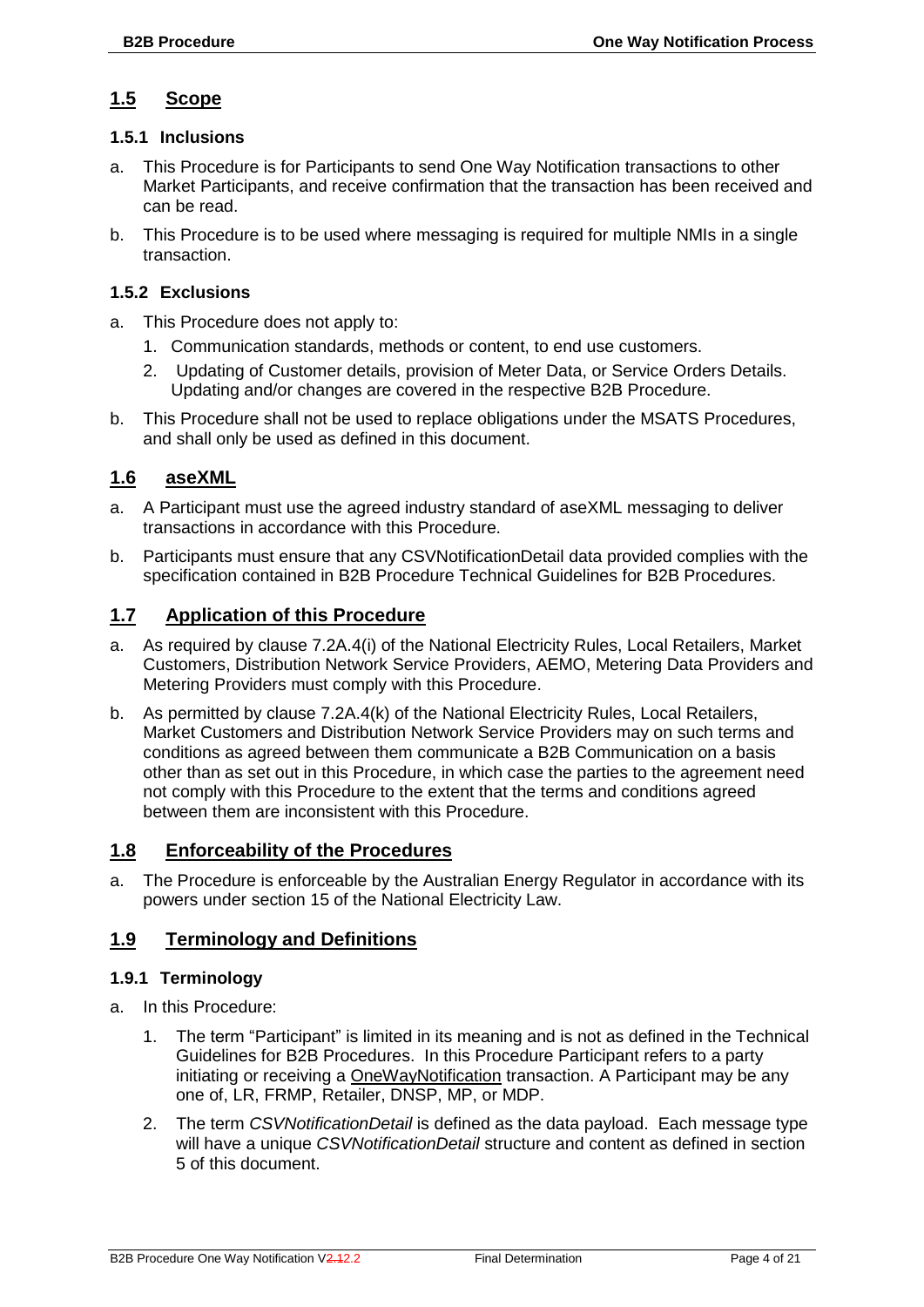## 1.5 Scope

### 1.5.1 Inclusions

a. This Procedure is for Participants to send One Way Notification transactions to other Market Participants, and receive confirmation that the transaction has been received and can be read.

b. This Procedure is to be used where messaging is required for multiple NMIs in a single transaction.

### 1.5.2 Exclusions

a. This Procedure does not apply to:

   1. Communication standards, methods or content, to end use customers.
   2. Updating of Customer details, provision of Meter Data, or Service Orders Details. Updating and/or changes are covered in the respective B2B Procedure.

b. This Procedure shall not be used to replace obligations under the MSATS Procedures, and shall only be used as defined in this document.

## 1.6 aseXML

a. A Participant must use the agreed industry standard of aseXML messaging to deliver transactions in accordance with this Procedure.

b. Participants must ensure that any CSVNotificationDetail data provided complies with the specification contained in B2B Procedure Technical Guidelines for B2B Procedures.

## 1.7 Application of this Procedure

a. As required by clause 7.2A.4(i) of the National Electricity Rules, Local Retailers, Market Customers, Distribution Network Service Providers, AEMO, Metering Data Providers and Metering Providers must comply with this Procedure.

b. As permitted by clause 7.2A.4(k) of the National Electricity Rules, Local Retailers, Market Customers and Distribution Network Service Providers may on such terms and conditions as agreed between them communicate a B2B Communication on a basis other than as set out in this Procedure, in which case the parties to the agreement need not comply with this Procedure to the extent that the terms and conditions agreed between them are inconsistent with this Procedure.

## 1.8 Enforceability of the Procedures

a. The Procedure is enforceable by the Australian Energy Regulator in accordance with its powers under section 15 of the National Electricity Law.

## 1.9 Terminology and Definitions

### 1.9.1 Terminology

a. In this Procedure:

   1. The term "Participant" is limited in its meaning and is not as defined in the Technical Guidelines for B2B Procedures. In this Procedure Participant refers to a party initiating or receiving a OneWayNotification transaction. A Participant may be any one of, LR, FRMP, Retailer, DNSP, MP, or MDP.
   2. The term *CSVNotificationDetail* is defined as the data payload. Each message type will have a unique *CSVNotificationDetail* structure and content as defined in section 5 of this document.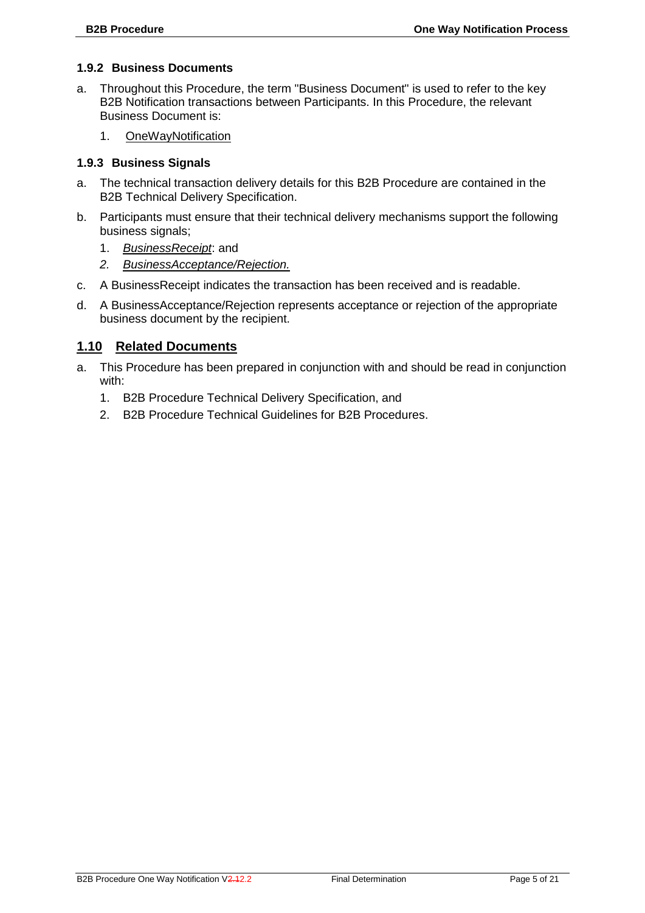### 1.9.2 Business Documents

a. Throughout this Procedure, the term "Business Document" is used to refer to the key B2B Notification transactions between Participants. In this Procedure, the relevant Business Document is:

   1. OneWayNotification

### 1.9.3 Business Signals

a. The technical transaction delivery details for this B2B Procedure are contained in the B2B Technical Delivery Specification.

b. Participants must ensure that their technical delivery mechanisms support the following business signals;

   1. *BusinessReceipt*: and
   2. *BusinessAcceptance/Rejection.*

c. A BusinessReceipt indicates the transaction has been received and is readable.

d. A BusinessAcceptance/Rejection represents acceptance or rejection of the appropriate business document by the recipient.

## 1.10 Related Documents

a. This Procedure has been prepared in conjunction with and should be read in conjunction with:

   1. B2B Procedure Technical Delivery Specification, and
   2. B2B Procedure Technical Guidelines for B2B Procedures.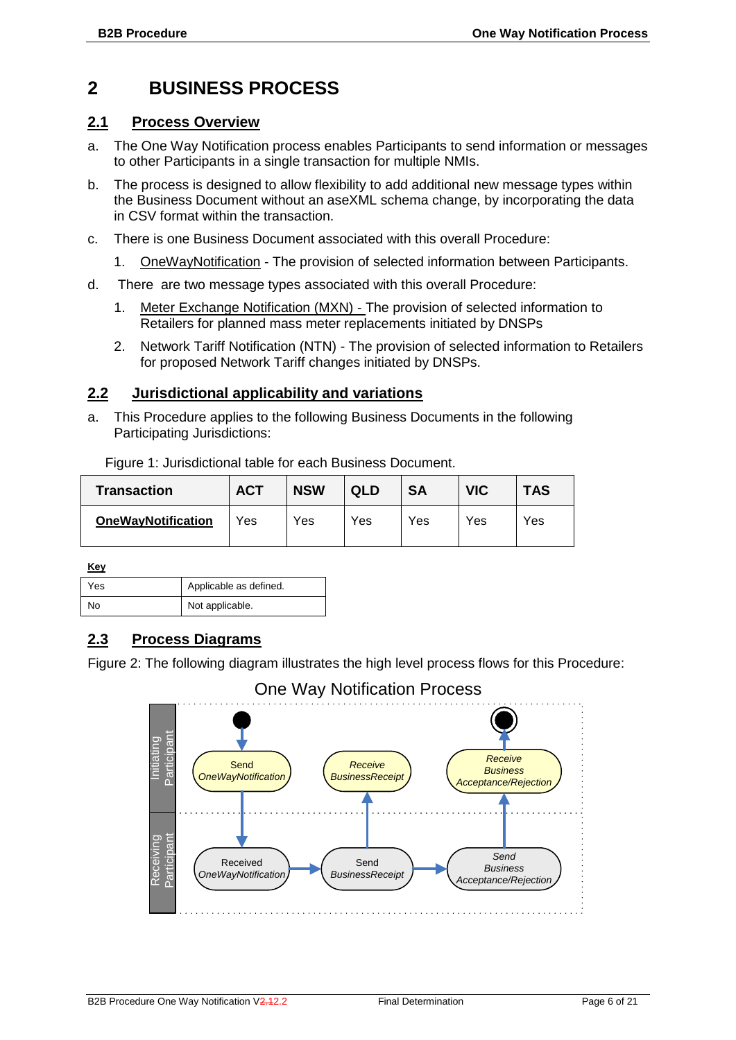# 2 BUSINESS PROCESS

## 2.1 Process Overview

a. The One Way Notification process enables Participants to send information or messages to other Participants in a single transaction for multiple NMIs.

b. The process is designed to allow flexibility to add additional new message types within the Business Document without an aseXML schema change, by incorporating the data in CSV format within the transaction.

c. There is one Business Document associated with this overall Procedure:

   1. OneWayNotification - The provision of selected information between Participants.

d. There are two message types associated with this overall Procedure:

   1. Meter Exchange Notification (MXN) - The provision of selected information to Retailers for planned mass meter replacements initiated by DNSPs

   2. Network Tariff Notification (NTN) - The provision of selected information to Retailers for proposed Network Tariff changes initiated by DNSPs.

## 2.2 Jurisdictional applicability and variations

a. This Procedure applies to the following Business Documents in the following Participating Jurisdictions:

Figure 1: Jurisdictional table for each Business Document.

| Transaction | ACT | NSW | QLD | SA | VIC | TAS |
|---|---|---|---|---|---|---|
| **OneWayNotification** | Yes | Yes | Yes | Yes | Yes | Yes |

**Key**

| Yes | Applicable as defined. |
|---|---|
| No | Not applicable. |

## 2.3 Process Diagrams

Figure 2: The following diagram illustrates the high level process flows for this Procedure:

One Way Notification Process

Initiating Participant: Send OneWayNotification → Receive BusinessReceipt → Receive Business Acceptance/Rejection

Receiving Participant: Received OneWayNotification → Send BusinessReceipt → Send Business Acceptance/Rejection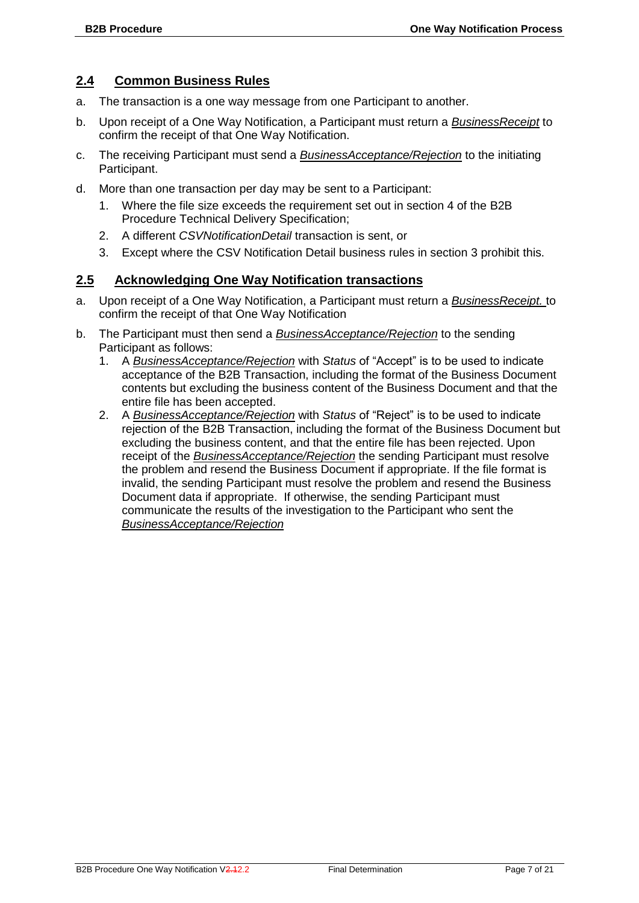## 2.4 Common Business Rules

a. The transaction is a one way message from one Participant to another.

b. Upon receipt of a One Way Notification, a Participant must return a *BusinessReceipt* to confirm the receipt of that One Way Notification.

c. The receiving Participant must send a *BusinessAcceptance/Rejection* to the initiating Participant.

d. More than one transaction per day may be sent to a Participant:

   1. Where the file size exceeds the requirement set out in section 4 of the B2B Procedure Technical Delivery Specification;
   2. A different *CSVNotificationDetail* transaction is sent, or
   3. Except where the CSV Notification Detail business rules in section 3 prohibit this.

## 2.5 Acknowledging One Way Notification transactions

a. Upon receipt of a One Way Notification, a Participant must return a *BusinessReceipt.* to confirm the receipt of that One Way Notification

b. The Participant must then send a *BusinessAcceptance/Rejection* to the sending Participant as follows:

   1. A *BusinessAcceptance/Rejection* with *Status* of "Accept" is to be used to indicate acceptance of the B2B Transaction, including the format of the Business Document contents but excluding the business content of the Business Document and that the entire file has been accepted.
   2. A *BusinessAcceptance/Rejection* with *Status* of "Reject" is to be used to indicate rejection of the B2B Transaction, including the format of the Business Document but excluding the business content, and that the entire file has been rejected. Upon receipt of the *BusinessAcceptance/Rejection* the sending Participant must resolve the problem and resend the Business Document if appropriate. If the file format is invalid, the sending Participant must resolve the problem and resend the Business Document data if appropriate. If otherwise, the sending Participant must communicate the results of the investigation to the Participant who sent the *BusinessAcceptance/Rejection*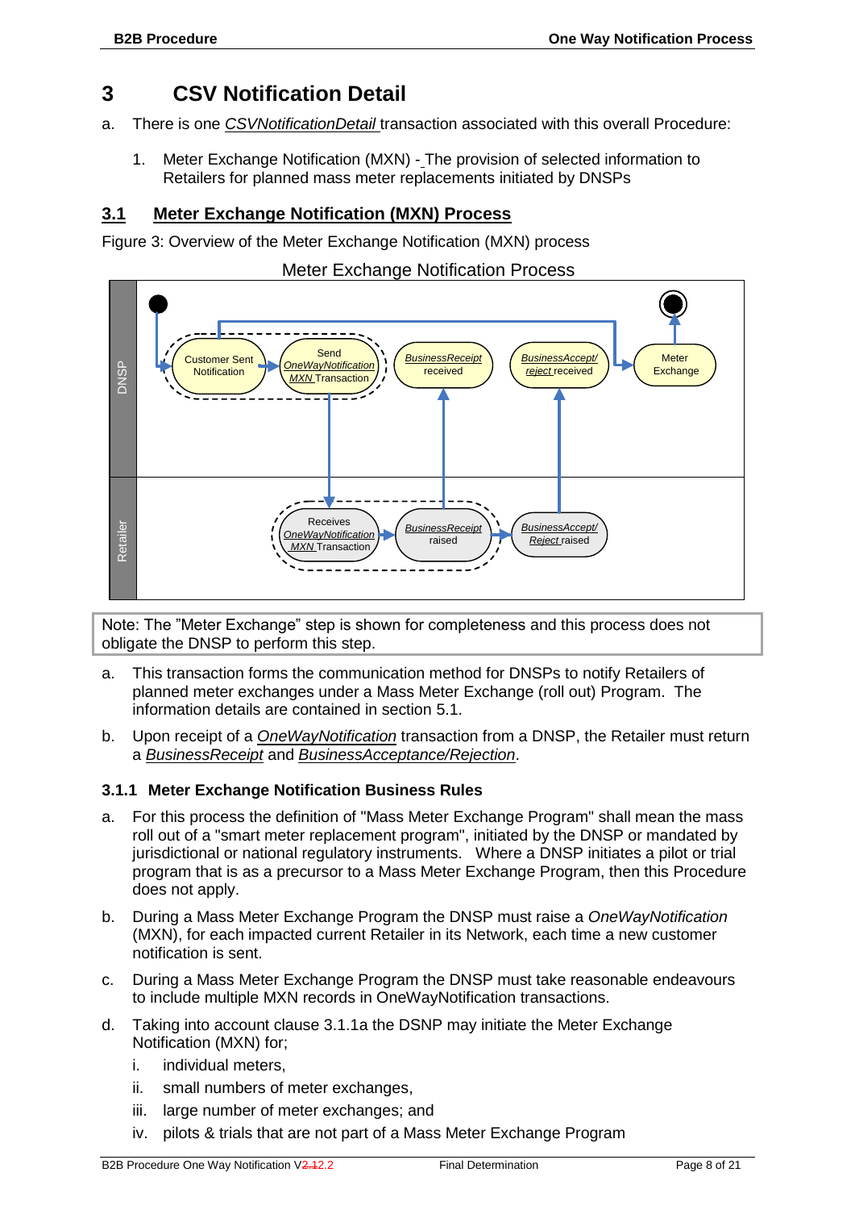# 3 CSV Notification Detail

a. There is one *CSVNotificationDetail* transaction associated with this overall Procedure:

1. Meter Exchange Notification (MXN) - The provision of selected information to Retailers for planned mass meter replacements initiated by DNSPs

## 3.1 Meter Exchange Notification (MXN) Process

Figure 3: Overview of the Meter Exchange Notification (MXN) process

Meter Exchange Notification Process

Note: The "Meter Exchange" step is shown for completeness and this process does not obligate the DNSP to perform this step.

a. This transaction forms the communication method for DNSPs to notify Retailers of planned meter exchanges under a Mass Meter Exchange (roll out) Program. The information details are contained in section 5.1.

b. Upon receipt of a *OneWayNotification* transaction from a DNSP, the Retailer must return a *BusinessReceipt* and *BusinessAcceptance/Rejection*.

### 3.1.1 Meter Exchange Notification Business Rules

a. For this process the definition of "Mass Meter Exchange Program" shall mean the mass roll out of a "smart meter replacement program", initiated by the DNSP or mandated by jurisdictional or national regulatory instruments. Where a DNSP initiates a pilot or trial program that is as a precursor to a Mass Meter Exchange Program, then this Procedure does not apply.

b. During a Mass Meter Exchange Program the DNSP must raise a *OneWayNotification* (MXN), for each impacted current Retailer in its Network, each time a new customer notification is sent.

c. During a Mass Meter Exchange Program the DNSP must take reasonable endeavours to include multiple MXN records in OneWayNotification transactions.

d. Taking into account clause 3.1.1a the DSNP may initiate the Meter Exchange Notification (MXN) for;

   i. individual meters,

   ii. small numbers of meter exchanges,

   iii. large number of meter exchanges; and

   iv. pilots & trials that are not part of a Mass Meter Exchange Program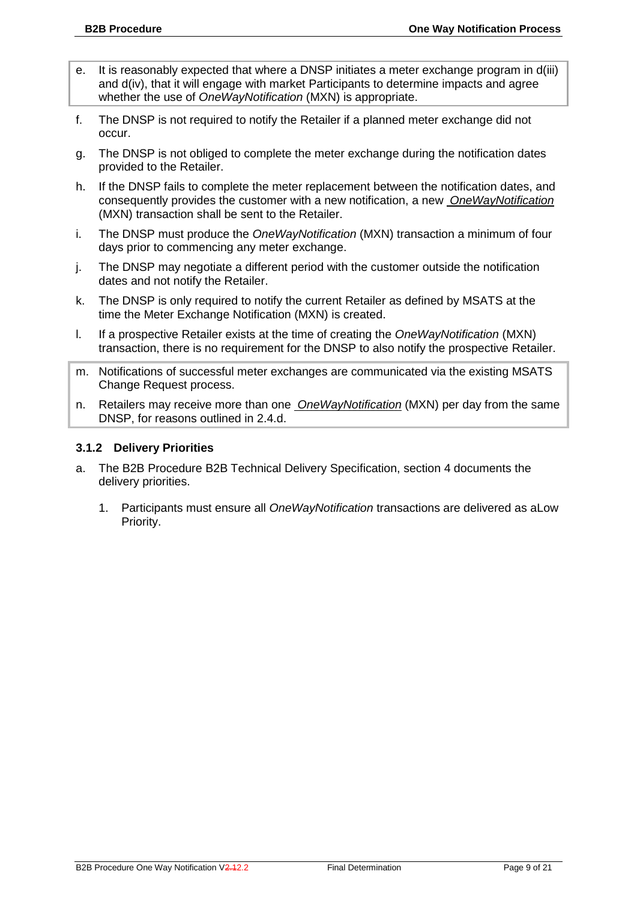e. It is reasonably expected that where a DNSP initiates a meter exchange program in d(iii) and d(iv), that it will engage with market Participants to determine impacts and agree whether the use of *OneWayNotification* (MXN) is appropriate.

f. The DNSP is not required to notify the Retailer if a planned meter exchange did not occur.

g. The DNSP is not obliged to complete the meter exchange during the notification dates provided to the Retailer.

h. If the DNSP fails to complete the meter replacement between the notification dates, and consequently provides the customer with a new notification, a new *OneWayNotification* (MXN) transaction shall be sent to the Retailer.

i. The DNSP must produce the *OneWayNotification* (MXN) transaction a minimum of four days prior to commencing any meter exchange.

j. The DNSP may negotiate a different period with the customer outside the notification dates and not notify the Retailer.

k. The DNSP is only required to notify the current Retailer as defined by MSATS at the time the Meter Exchange Notification (MXN) is created.

l. If a prospective Retailer exists at the time of creating the *OneWayNotification* (MXN) transaction, there is no requirement for the DNSP to also notify the prospective Retailer.

m. Notifications of successful meter exchanges are communicated via the existing MSATS Change Request process.

n. Retailers may receive more than one *OneWayNotification* (MXN) per day from the same DNSP, for reasons outlined in 2.4.d.

### 3.1.2 Delivery Priorities

a. The B2B Procedure B2B Technical Delivery Specification, section 4 documents the delivery priorities.

   1. Participants must ensure all *OneWayNotification* transactions are delivered as aLow Priority.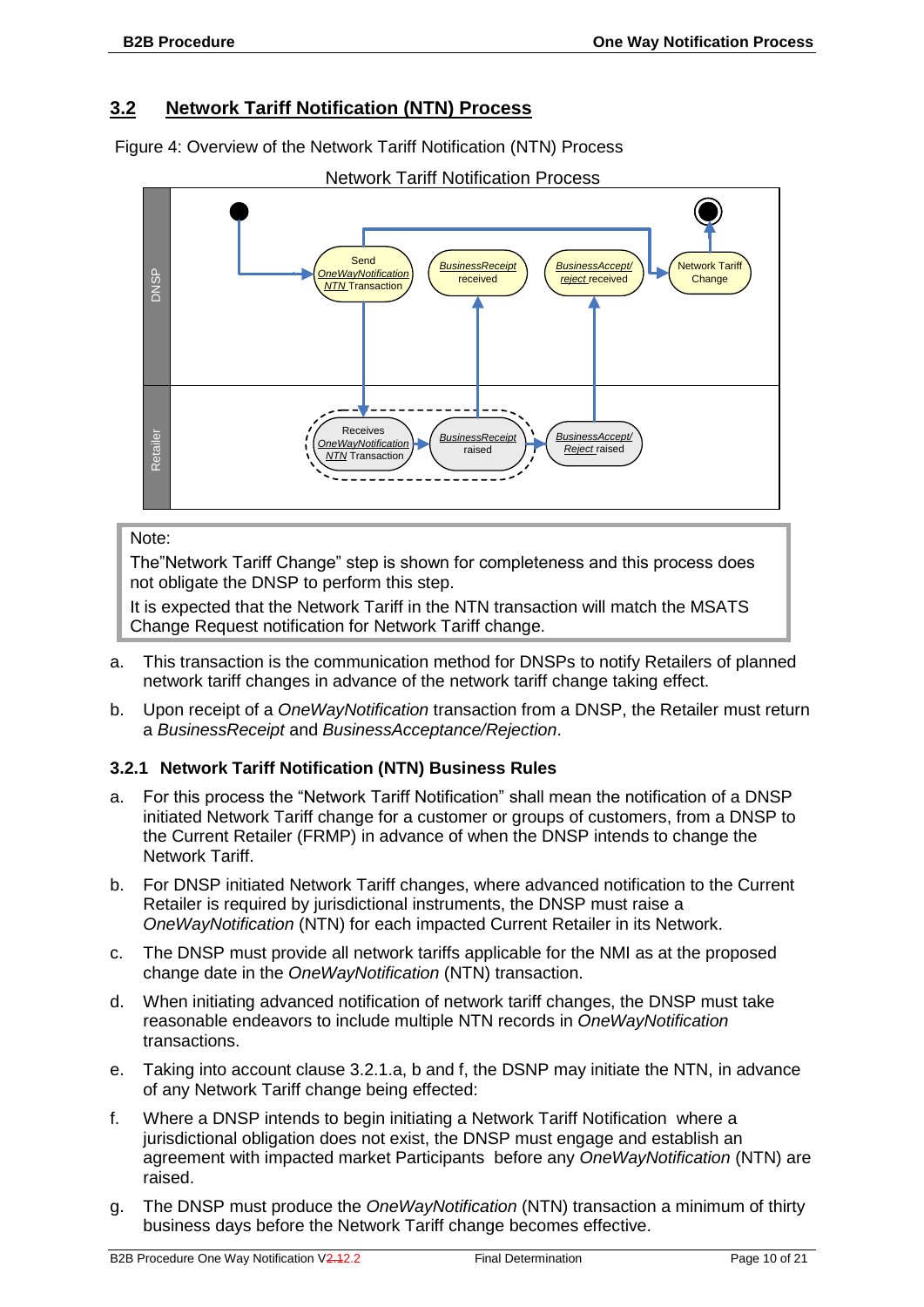## 3.2 Network Tariff Notification (NTN) Process

Figure 4: Overview of the Network Tariff Notification (NTN) Process

Note:

The"Network Tariff Change" step is shown for completeness and this process does not obligate the DNSP to perform this step.

It is expected that the Network Tariff in the NTN transaction will match the MSATS Change Request notification for Network Tariff change.

a. This transaction is the communication method for DNSPs to notify Retailers of planned network tariff changes in advance of the network tariff change taking effect.

b. Upon receipt of a *OneWayNotification* transaction from a DNSP, the Retailer must return a *BusinessReceipt* and *BusinessAcceptance/Rejection*.

### 3.2.1 Network Tariff Notification (NTN) Business Rules

a. For this process the "Network Tariff Notification" shall mean the notification of a DNSP initiated Network Tariff change for a customer or groups of customers, from a DNSP to the Current Retailer (FRMP) in advance of when the DNSP intends to change the Network Tariff.

b. For DNSP initiated Network Tariff changes, where advanced notification to the Current Retailer is required by jurisdictional instruments, the DNSP must raise a *OneWayNotification* (NTN) for each impacted Current Retailer in its Network.

c. The DNSP must provide all network tariffs applicable for the NMI as at the proposed change date in the *OneWayNotification* (NTN) transaction.

d. When initiating advanced notification of network tariff changes, the DNSP must take reasonable endeavors to include multiple NTN records in *OneWayNotification* transactions.

e. Taking into account clause 3.2.1.a, b and f, the DSNP may initiate the NTN, in advance of any Network Tariff change being effected:

f. Where a DNSP intends to begin initiating a Network Tariff Notification where a jurisdictional obligation does not exist, the DNSP must engage and establish an agreement with impacted market Participants before any *OneWayNotification* (NTN) are raised.

g. The DNSP must produce the *OneWayNotification* (NTN) transaction a minimum of thirty business days before the Network Tariff change becomes effective.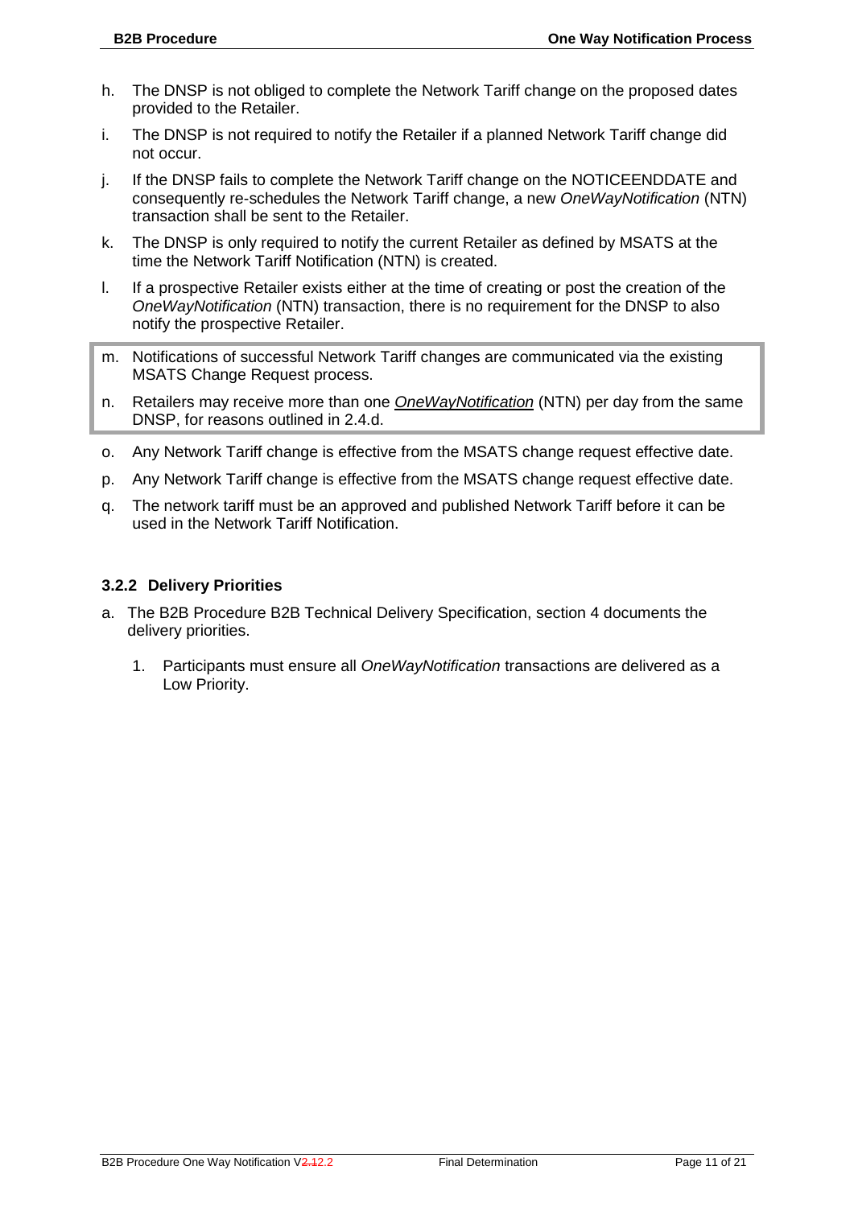h. The DNSP is not obliged to complete the Network Tariff change on the proposed dates provided to the Retailer.

i. The DNSP is not required to notify the Retailer if a planned Network Tariff change did not occur.

j. If the DNSP fails to complete the Network Tariff change on the NOTICEENDDATE and consequently re-schedules the Network Tariff change, a new *OneWayNotification* (NTN) transaction shall be sent to the Retailer.

k. The DNSP is only required to notify the current Retailer as defined by MSATS at the time the Network Tariff Notification (NTN) is created.

l. If a prospective Retailer exists either at the time of creating or post the creation of the *OneWayNotification* (NTN) transaction, there is no requirement for the DNSP to also notify the prospective Retailer.

m. Notifications of successful Network Tariff changes are communicated via the existing MSATS Change Request process.

n. Retailers may receive more than one *OneWayNotification* (NTN) per day from the same DNSP, for reasons outlined in 2.4.d.

o. Any Network Tariff change is effective from the MSATS change request effective date.

p. Any Network Tariff change is effective from the MSATS change request effective date.

q. The network tariff must be an approved and published Network Tariff before it can be used in the Network Tariff Notification.

### 3.2.2 Delivery Priorities

a. The B2B Procedure B2B Technical Delivery Specification, section 4 documents the delivery priorities.

   1. Participants must ensure all *OneWayNotification* transactions are delivered as a Low Priority.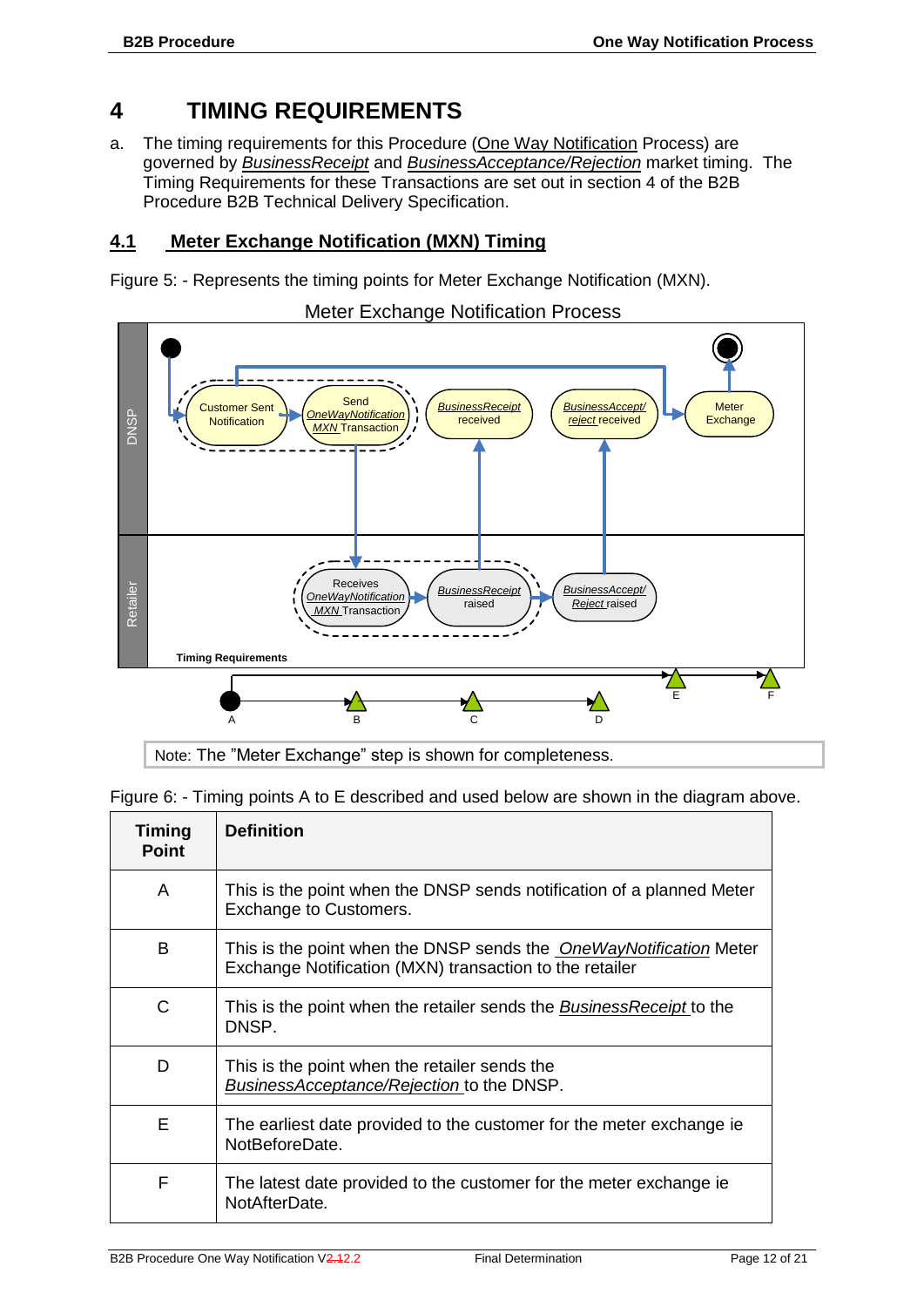# 4 TIMING REQUIREMENTS

a. The timing requirements for this Procedure (One Way Notification Process) are governed by *BusinessReceipt* and *BusinessAcceptance/Rejection* market timing. The Timing Requirements for these Transactions are set out in section 4 of the B2B Procedure B2B Technical Delivery Specification.

## 4.1 Meter Exchange Notification (MXN) Timing

Figure 5: - Represents the timing points for Meter Exchange Notification (MXN).

Meter Exchange Notification Process

Note: The "Meter Exchange" step is shown for completeness.

Figure 6: - Timing points A to E described and used below are shown in the diagram above.

| Timing Point | Definition |
|---|---|
| A | This is the point when the DNSP sends notification of a planned Meter Exchange to Customers. |
| B | This is the point when the DNSP sends the *OneWayNotification* Meter Exchange Notification (MXN) transaction to the retailer |
| C | This is the point when the retailer sends the *BusinessReceipt* to the DNSP. |
| D | This is the point when the retailer sends the *BusinessAcceptance/Rejection* to the DNSP. |
| E | The earliest date provided to the customer for the meter exchange ie NotBeforeDate. |
| F | The latest date provided to the customer for the meter exchange ie NotAfterDate. |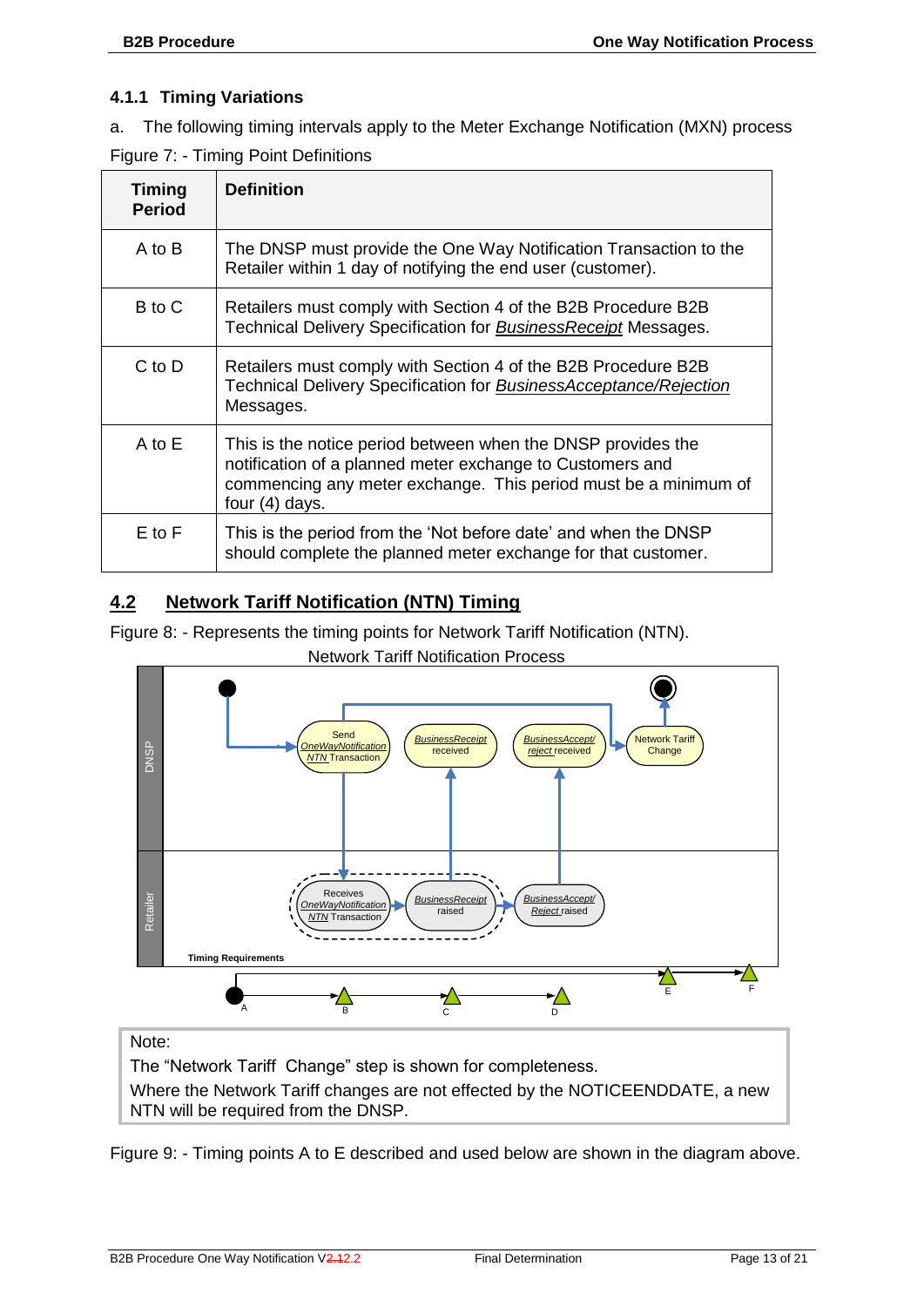### 4.1.1 Timing Variations

a. The following timing intervals apply to the Meter Exchange Notification (MXN) process

Figure 7: - Timing Point Definitions

| Timing Period | Definition |
|---|---|
| A to B | The DNSP must provide the One Way Notification Transaction to the Retailer within 1 day of notifying the end user (customer). |
| B to C | Retailers must comply with Section 4 of the B2B Procedure B2B Technical Delivery Specification for *BusinessReceipt* Messages. |
| C to D | Retailers must comply with Section 4 of the B2B Procedure B2B Technical Delivery Specification for *BusinessAcceptance/Rejection* Messages. |
| A to E | This is the notice period between when the DNSP provides the notification of a planned meter exchange to Customers and commencing any meter exchange. This period must be a minimum of four (4) days. |
| E to F | This is the period from the 'Not before date' and when the DNSP should complete the planned meter exchange for that customer. |

## 4.2 Network Tariff Notification (NTN) Timing

Figure 8: - Represents the timing points for Network Tariff Notification (NTN).

Network Tariff Notification Process

DNSP: Send *OneWayNotification NTN* Transaction; *BusinessReceipt* received; *BusinessAccept/ reject* received; Network Tariff Change

Retailer: Receives *OneWayNotification NTN* Transaction; *BusinessReceipt* raised; *BusinessAccept/ Reject* raised

Timing Requirements: A, B, C, D, E, F

Note:

The "Network Tariff Change" step is shown for completeness.

Where the Network Tariff changes are not effected by the NOTICEENDDATE, a new NTN will be required from the DNSP.

Figure 9: - Timing points A to E described and used below are shown in the diagram above.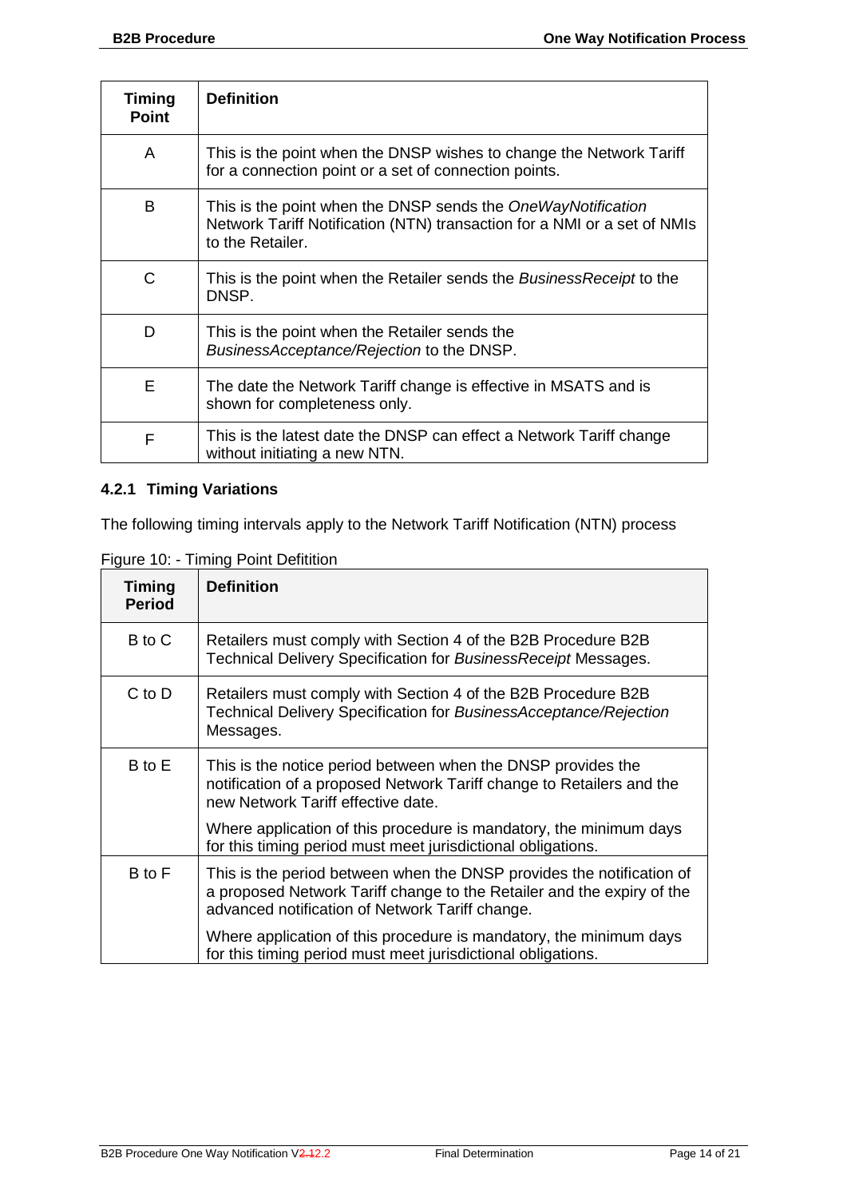| Timing Point | Definition |
|---|---|
| A | This is the point when the DNSP wishes to change the Network Tariff for a connection point or a set of connection points. |
| B | This is the point when the DNSP sends the *OneWayNotification* Network Tariff Notification (NTN) transaction for a NMI or a set of NMIs to the Retailer. |
| C | This is the point when the Retailer sends the *BusinessReceipt* to the DNSP. |
| D | This is the point when the Retailer sends the *BusinessAcceptance/Rejection* to the DNSP. |
| E | The date the Network Tariff change is effective in MSATS and is shown for completeness only. |
| F | This is the latest date the DNSP can effect a Network Tariff change without initiating a new NTN. |

### 4.2.1 Timing Variations

The following timing intervals apply to the Network Tariff Notification (NTN) process

Figure 10: - Timing Point Defitition

| Timing Period | Definition |
|---|---|
| B to C | Retailers must comply with Section 4 of the B2B Procedure B2B Technical Delivery Specification for *BusinessReceipt* Messages. |
| C to D | Retailers must comply with Section 4 of the B2B Procedure B2B Technical Delivery Specification for *BusinessAcceptance/Rejection* Messages. |
| B to E | This is the notice period between when the DNSP provides the notification of a proposed Network Tariff change to Retailers and the new Network Tariff effective date.<br><br>Where application of this procedure is mandatory, the minimum days for this timing period must meet jurisdictional obligations. |
| B to F | This is the period between when the DNSP provides the notification of a proposed Network Tariff change to the Retailer and the expiry of the advanced notification of Network Tariff change.<br><br>Where application of this procedure is mandatory, the minimum days for this timing period must meet jurisdictional obligations. |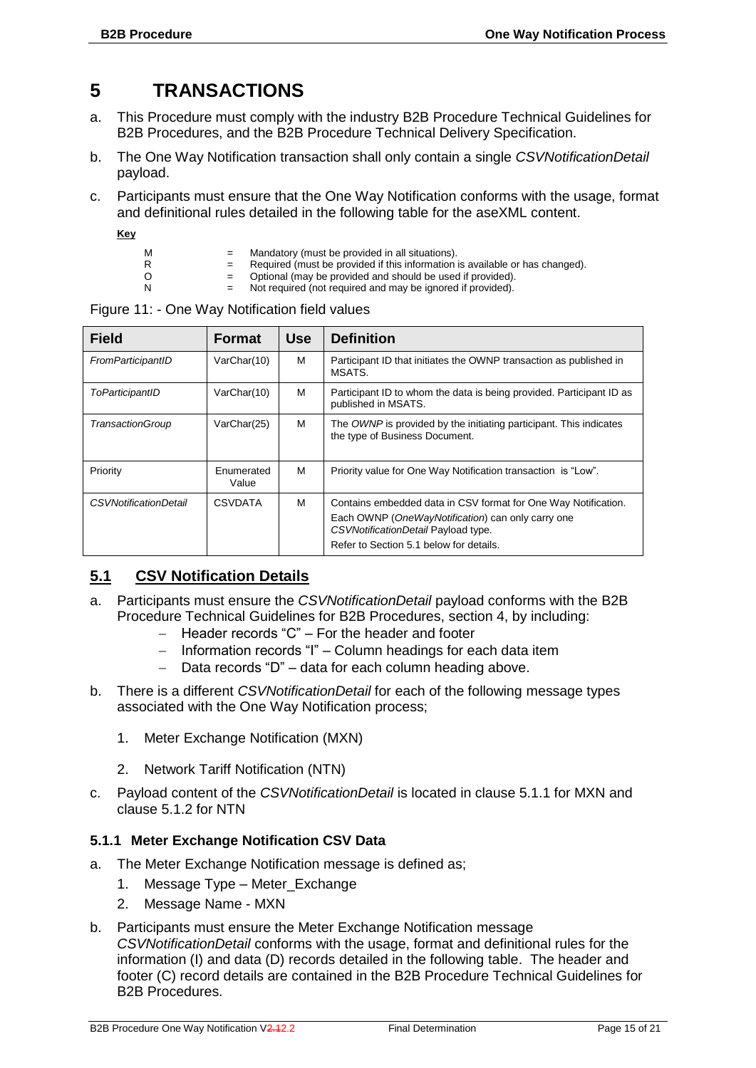# 5 TRANSACTIONS

a. This Procedure must comply with the industry B2B Procedure Technical Guidelines for B2B Procedures, and the B2B Procedure Technical Delivery Specification.

b. The One Way Notification transaction shall only contain a single *CSVNotificationDetail* payload.

c. Participants must ensure that the One Way Notification conforms with the usage, format and definitional rules detailed in the following table for the aseXML content.

**Key**

| | | |
|---|---|---|
| M | = | Mandatory (must be provided in all situations). |
| R | = | Required (must be provided if this information is available or has changed). |
| O | = | Optional (may be provided and should be used if provided). |
| N | = | Not required (not required and may be ignored if provided). |

Figure 11: - One Way Notification field values

| Field | Format | Use | Definition |
|---|---|---|---|
| *FromParticipantID* | VarChar(10) | M | Participant ID that initiates the OWNP transaction as published in MSATS. |
| *ToParticipantID* | VarChar(10) | M | Participant ID to whom the data is being provided. Participant ID as published in MSATS. |
| *TransactionGroup* | VarChar(25) | M | The *OWNP* is provided by the initiating participant. This indicates the type of Business Document. |
| Priority | Enumerated Value | M | Priority value for One Way Notification transaction is "Low". |
| *CSVNotificationDetail* | CSVDATA | M | Contains embedded data in CSV format for One Way Notification.<br>Each OWNP (*OneWayNotification*) can only carry one *CSVNotificationDetail* Payload type.<br>Refer to Section 5.1 below for details. |

## 5.1 CSV Notification Details

a. Participants must ensure the *CSVNotificationDetail* payload conforms with the B2B Procedure Technical Guidelines for B2B Procedures, section 4, by including:
   - Header records "C" – For the header and footer
   - Information records "I" – Column headings for each data item
   - Data records "D" – data for each column heading above.

b. There is a different *CSVNotificationDetail* for each of the following message types associated with the One Way Notification process;

   1. Meter Exchange Notification (MXN)

   2. Network Tariff Notification (NTN)

c. Payload content of the *CSVNotificationDetail* is located in clause 5.1.1 for MXN and clause 5.1.2 for NTN

### 5.1.1 Meter Exchange Notification CSV Data

a. The Meter Exchange Notification message is defined as;
   1. Message Type – Meter_Exchange
   2. Message Name - MXN

b. Participants must ensure the Meter Exchange Notification message *CSVNotificationDetail* conforms with the usage, format and definitional rules for the information (I) and data (D) records detailed in the following table. The header and footer (C) record details are contained in the B2B Procedure Technical Guidelines for B2B Procedures.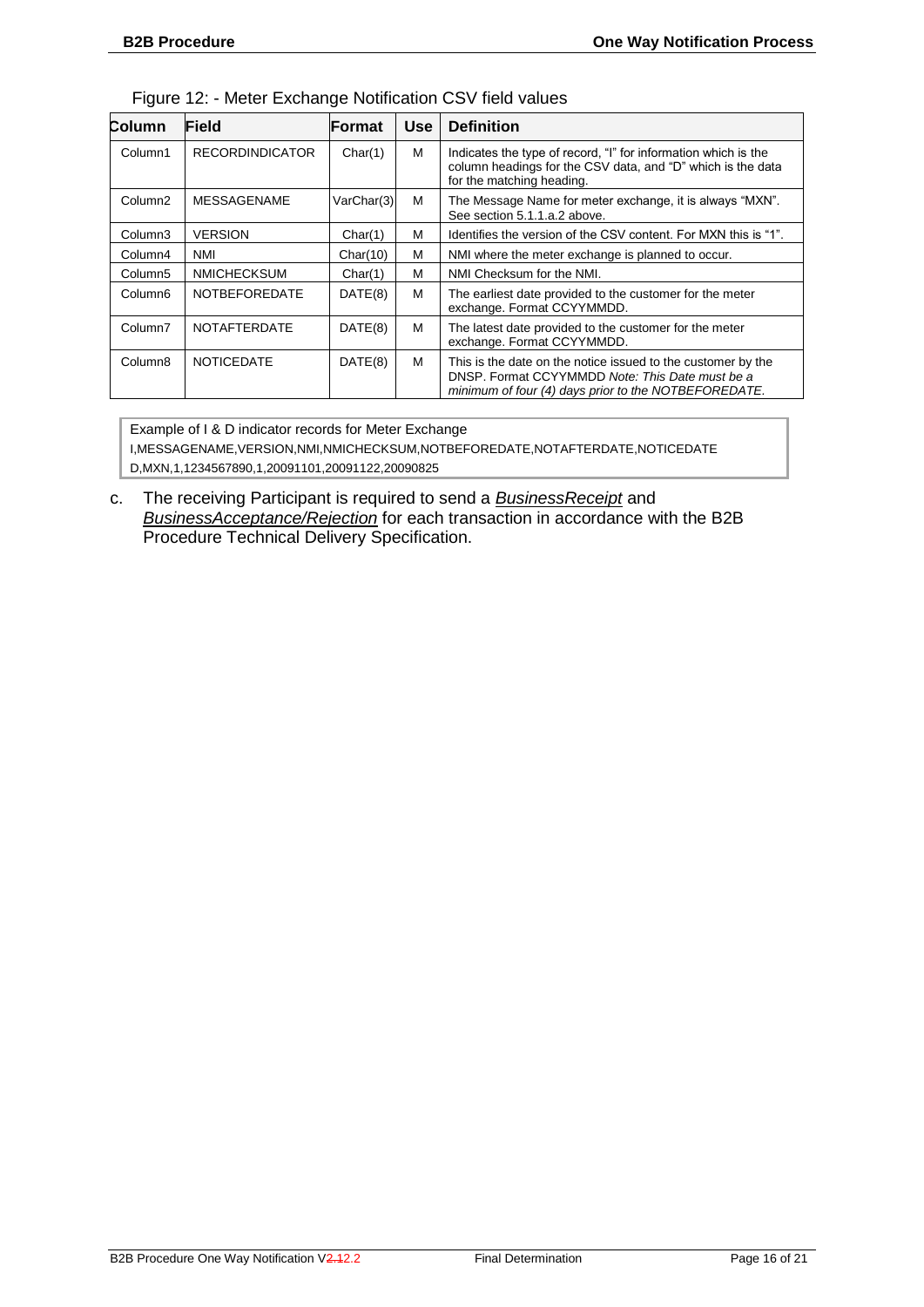Figure 12: - Meter Exchange Notification CSV field values

| Column | Field | Format | Use | Definition |
|---|---|---|---|---|
| Column1 | RECORDINDICATOR | Char(1) | M | Indicates the type of record, "I" for information which is the column headings for the CSV data, and "D" which is the data for the matching heading. |
| Column2 | MESSAGENAME | VarChar(3) | M | The Message Name for meter exchange, it is always "MXN". See section 5.1.1.a.2 above. |
| Column3 | VERSION | Char(1) | M | Identifies the version of the CSV content. For MXN this is "1". |
| Column4 | NMI | Char(10) | M | NMI where the meter exchange is planned to occur. |
| Column5 | NMICHECKSUM | Char(1) | M | NMI Checksum for the NMI. |
| Column6 | NOTBEFOREDATE | DATE(8) | M | The earliest date provided to the customer for the meter exchange. Format CCYYMMDD. |
| Column7 | NOTAFTERDATE | DATE(8) | M | The latest date provided to the customer for the meter exchange. Format CCYYMMDD. |
| Column8 | NOTICEDATE | DATE(8) | M | This is the date on the notice issued to the customer by the DNSP. Format CCYYMMDD *Note: This Date must be a minimum of four (4) days prior to the NOTBEFOREDATE.* |

```
Example of I & D indicator records for Meter Exchange
I,MESSAGENAME,VERSION,NMI,NMICHECKSUM,NOTBEFOREDATE,NOTAFTERDATE,NOTICEDATE
D,MXN,1,1234567890,1,20091101,20091122,20090825
```

c. The receiving Participant is required to send a *BusinessReceipt* and *BusinessAcceptance/Rejection* for each transaction in accordance with the B2B Procedure Technical Delivery Specification.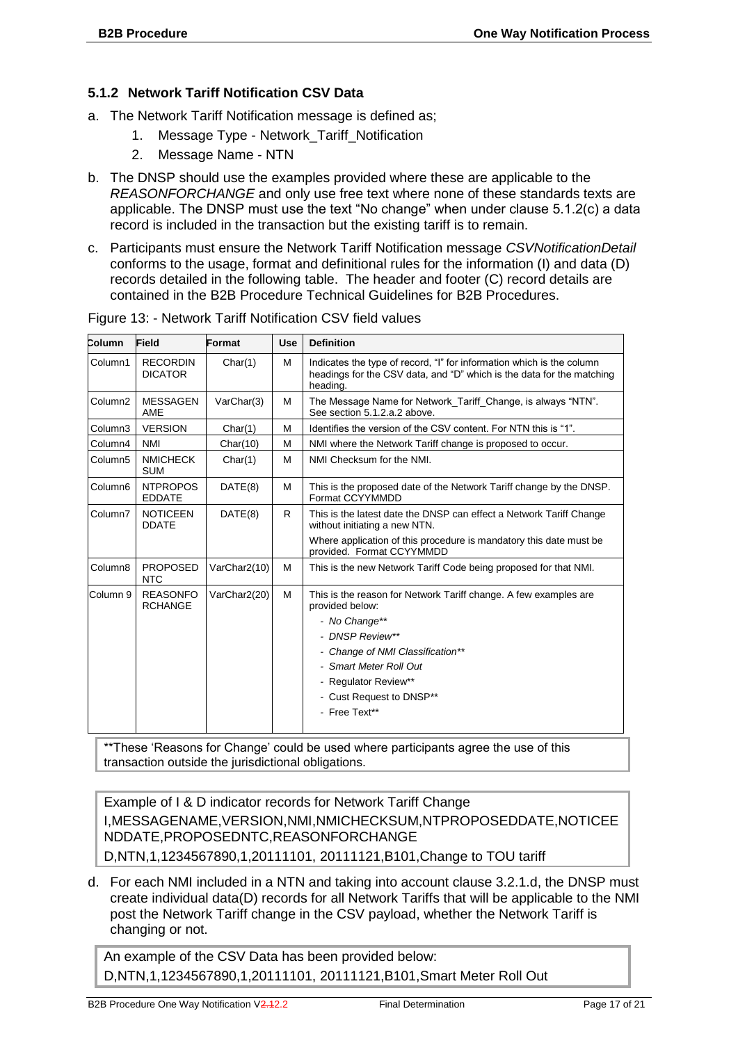### 5.1.2 Network Tariff Notification CSV Data

a. The Network Tariff Notification message is defined as;

   1. Message Type - Network_Tariff_Notification
   2. Message Name - NTN

b. The DNSP should use the examples provided where these are applicable to the *REASONFORCHANGE* and only use free text where none of these standards texts are applicable. The DNSP must use the text "No change" when under clause 5.1.2(c) a data record is included in the transaction but the existing tariff is to remain.

c. Participants must ensure the Network Tariff Notification message *CSVNotificationDetail* conforms to the usage, format and definitional rules for the information (I) and data (D) records detailed in the following table. The header and footer (C) record details are contained in the B2B Procedure Technical Guidelines for B2B Procedures.

Figure 13: - Network Tariff Notification CSV field values

| Column | Field | Format | Use | Definition |
|---|---|---|---|---|
| Column1 | RECORDINDICATOR | Char(1) | M | Indicates the type of record, "I" for information which is the column headings for the CSV data, and "D" which is the data for the matching heading. |
| Column2 | MESSAGENAME | VarChar(3) | M | The Message Name for Network_Tariff_Change, is always "NTN". See section 5.1.2.a.2 above. |
| Column3 | VERSION | Char(1) | M | Identifies the version of the CSV content. For NTN this is "1". |
| Column4 | NMI | Char(10) | M | NMI where the Network Tariff change is proposed to occur. |
| Column5 | NMICHECKSUM | Char(1) | M | NMI Checksum for the NMI. |
| Column6 | NTPROPOSEDDATE | DATE(8) | M | This is the proposed date of the Network Tariff change by the DNSP. Format CCYYMMDD |
| Column7 | NOTICEENDDATE | DATE(8) | R | This is the latest date the DNSP can effect a Network Tariff Change without initiating a new NTN.<br><br>Where application of this procedure is mandatory this date must be provided. Format CCYYMMDD |
| Column8 | PROPOSEDNTC | VarChar2(10) | M | This is the new Network Tariff Code being proposed for that NMI. |
| Column 9 | REASONFORCHANGE | VarChar2(20) | M | This is the reason for Network Tariff change. A few examples are provided below:<br>- *No Change***<br>- *DNSP Review***<br>- *Change of NMI Classification***<br>- *Smart Meter Roll Out*<br>- Regulator Review**<br>- Cust Request to DNSP**<br>- Free Text** |

**These 'Reasons for Change' could be used where participants agree the use of this transaction outside the jurisdictional obligations.

Example of I & D indicator records for Network Tariff Change

I,MESSAGENAME,VERSION,NMI,NMICHECKSUM,NTPROPOSEDDATE,NOTICEENDDATE,PROPOSEDNTC,REASONFORCHANGE

D,NTN,1,1234567890,1,20111101, 20111121,B101,Change to TOU tariff

d. For each NMI included in a NTN and taking into account clause 3.2.1.d, the DNSP must create individual data(D) records for all Network Tariffs that will be applicable to the NMI post the Network Tariff change in the CSV payload, whether the Network Tariff is changing or not.

An example of the CSV Data has been provided below:

D,NTN,1,1234567890,1,20111101, 20111121,B101,Smart Meter Roll Out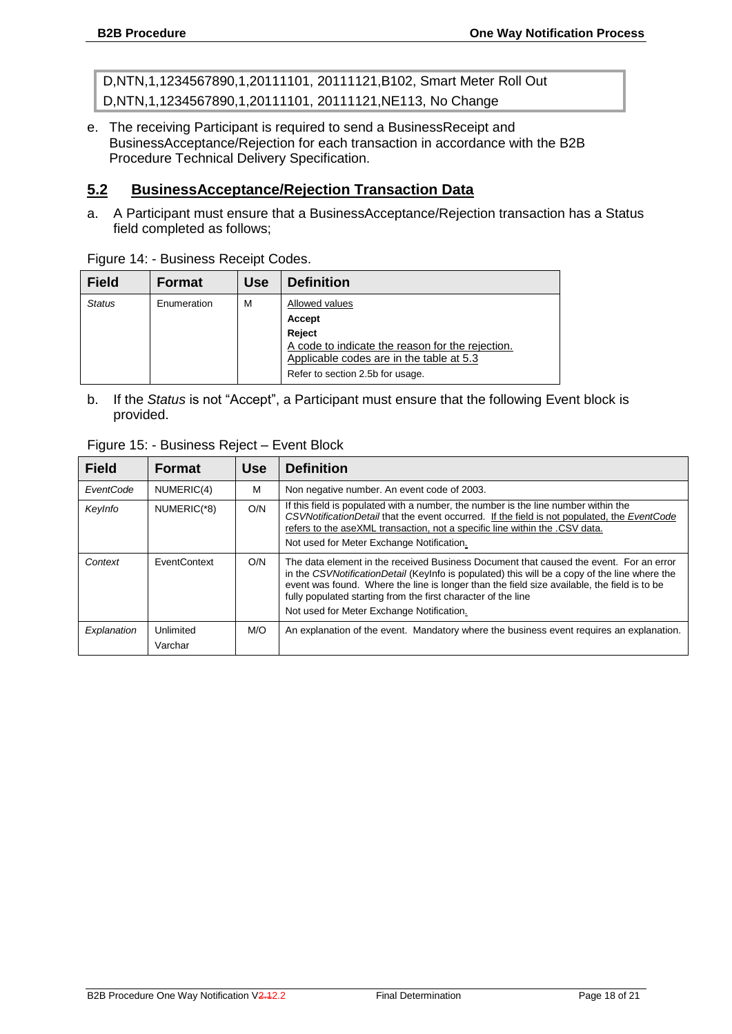```
D,NTN,1,1234567890,1,20111101, 20111121,B102, Smart Meter Roll Out
D,NTN,1,1234567890,1,20111101, 20111121,NE113, No Change
```

e. The receiving Participant is required to send a BusinessReceipt and BusinessAcceptance/Rejection for each transaction in accordance with the B2B Procedure Technical Delivery Specification.

## 5.2 BusinessAcceptance/Rejection Transaction Data

a. A Participant must ensure that a BusinessAcceptance/Rejection transaction has a Status field completed as follows;

Figure 14: - Business Receipt Codes.

| Field | Format | Use | Definition |
|---|---|---|---|
| *Status* | Enumeration | M | Allowed values<br>**Accept**<br>**Reject**<br>A code to indicate the reason for the rejection. Applicable codes are in the table at 5.3<br>Refer to section 2.5b for usage. |

b. If the *Status* is not "Accept", a Participant must ensure that the following Event block is provided.

Figure 15: - Business Reject – Event Block

| Field | Format | Use | Definition |
|---|---|---|---|
| *EventCode* | NUMERIC(4) | M | Non negative number. An event code of 2003. |
| *KeyInfo* | NUMERIC(*8) | O/N | If this field is populated with a number, the number is the line number within the *CSVNotificationDetail* that the event occurred. If the field is not populated, the *EventCode* refers to the aseXML transaction, not a specific line within the .CSV data.<br>Not used for Meter Exchange Notification. |
| *Context* | EventContext | O/N | The data element in the received Business Document that caused the event. For an error in the *CSVNotificationDetail* (KeyInfo is populated) this will be a copy of the line where the event was found. Where the line is longer than the field size available, the field is to be fully populated starting from the first character of the line<br>Not used for Meter Exchange Notification. |
| *Explanation* | Unlimited Varchar | M/O | An explanation of the event. Mandatory where the business event requires an explanation. |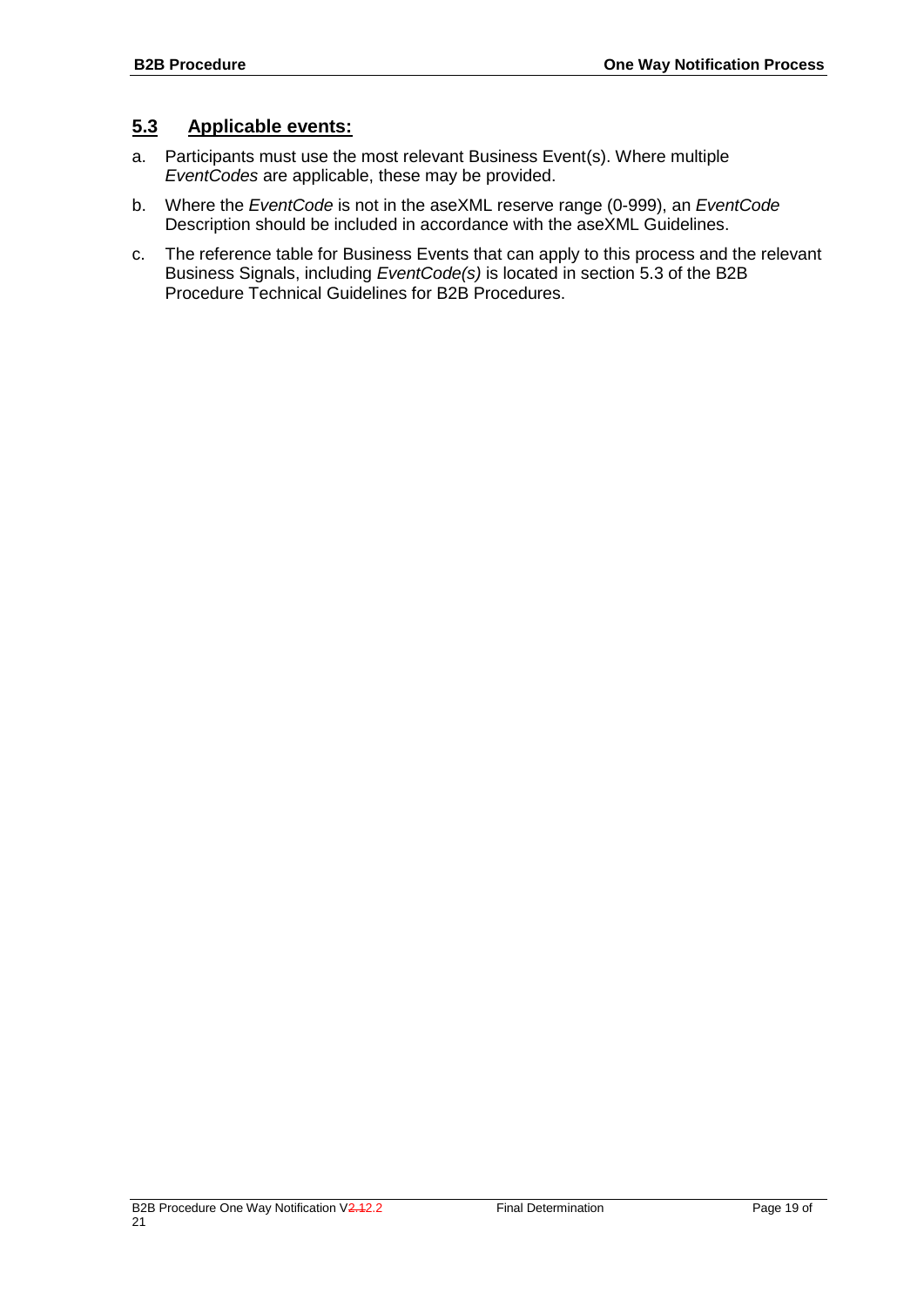## 5.3 Applicable events:

a. Participants must use the most relevant Business Event(s). Where multiple *EventCodes* are applicable, these may be provided.

b. Where the *EventCode* is not in the aseXML reserve range (0-999), an *EventCode* Description should be included in accordance with the aseXML Guidelines.

c. The reference table for Business Events that can apply to this process and the relevant Business Signals, including *EventCode(s)* is located in section 5.3 of the B2B Procedure Technical Guidelines for B2B Procedures.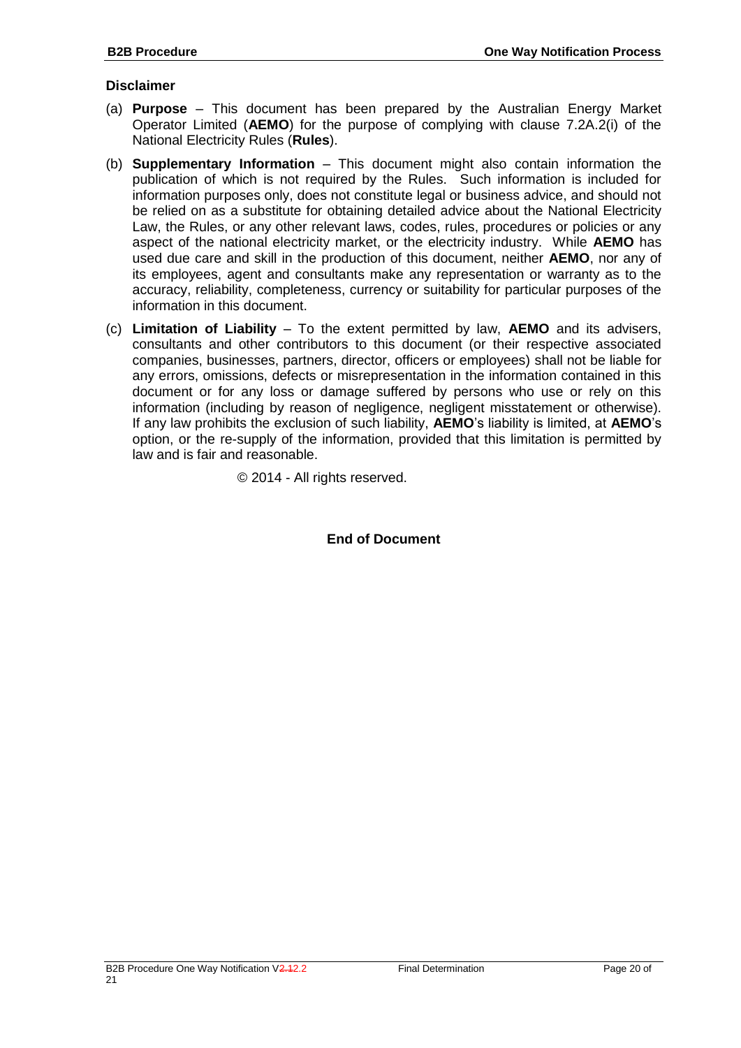## Disclaimer

(a) **Purpose** – This document has been prepared by the Australian Energy Market Operator Limited (**AEMO**) for the purpose of complying with clause 7.2A.2(i) of the National Electricity Rules (**Rules**).

(b) **Supplementary Information** – This document might also contain information the publication of which is not required by the Rules. Such information is included for information purposes only, does not constitute legal or business advice, and should not be relied on as a substitute for obtaining detailed advice about the National Electricity Law, the Rules, or any other relevant laws, codes, rules, procedures or policies or any aspect of the national electricity market, or the electricity industry. While **AEMO** has used due care and skill in the production of this document, neither **AEMO**, nor any of its employees, agent and consultants make any representation or warranty as to the accuracy, reliability, completeness, currency or suitability for particular purposes of the information in this document.

(c) **Limitation of Liability** – To the extent permitted by law, **AEMO** and its advisers, consultants and other contributors to this document (or their respective associated companies, businesses, partners, director, officers or employees) shall not be liable for any errors, omissions, defects or misrepresentation in the information contained in this document or for any loss or damage suffered by persons who use or rely on this information (including by reason of negligence, negligent misstatement or otherwise). If any law prohibits the exclusion of such liability, **AEMO**'s liability is limited, at **AEMO**'s option, or the re-supply of the information, provided that this limitation is permitted by law and is fair and reasonable.

© 2014 - All rights reserved.

**End of Document**